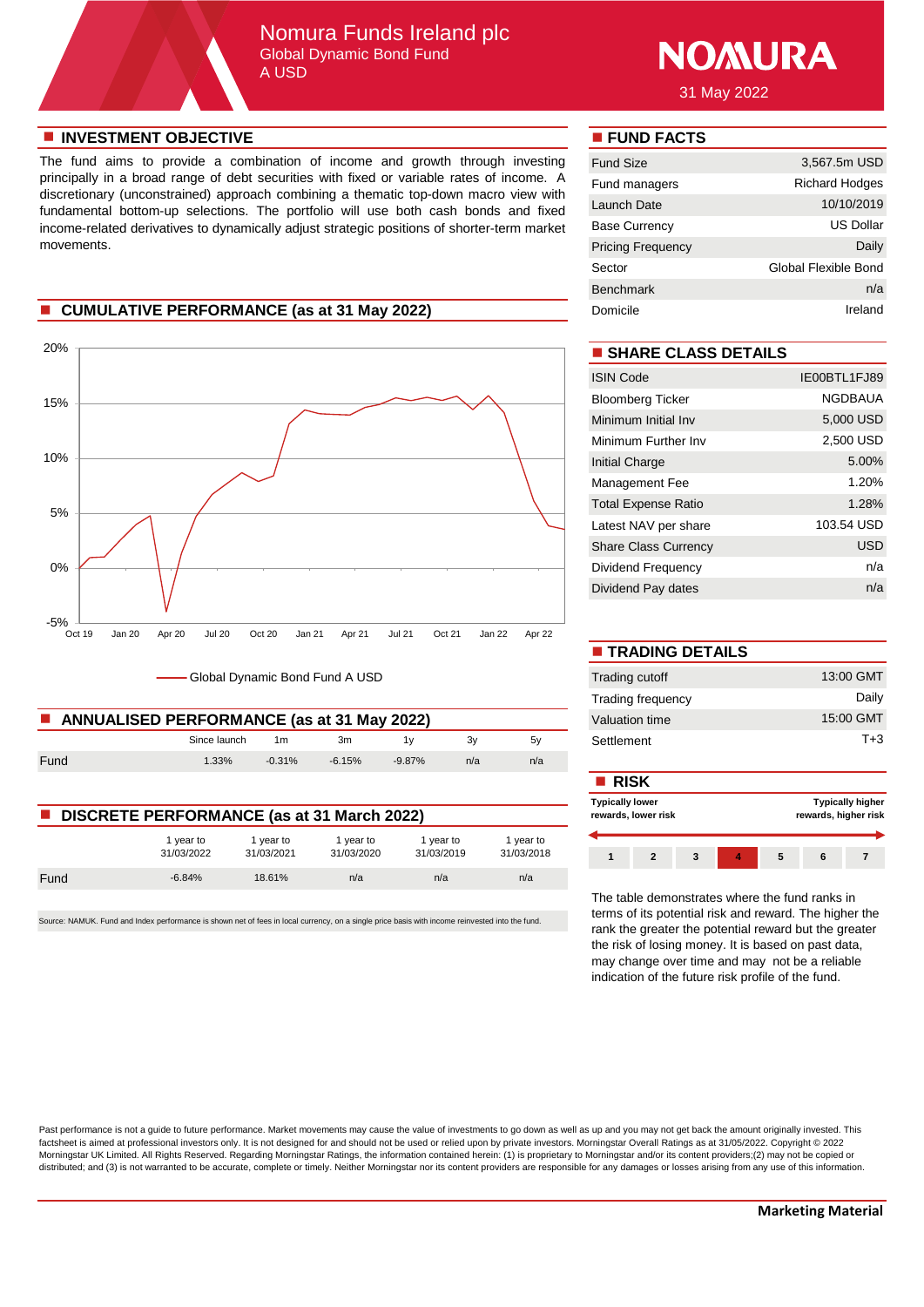# Nomura Funds Ireland plc

## Global Dynamic Bond Fund

A USD

NOMURA

31 May 2022

## INVESTMENT OBJECTIVE

The fund aims to provide a combination of income and growth through investing principally in a broad range of debt securities with fixed or variable rates of income. A discretionary (unconstrained) approach combining a thematic top-down macro view with fundamental bottom-up selections. The portfolio will use both cash bonds and fixed income-related derivatives to dynamically adjust strategic positions of shorter-term market movements.

## CUMULATIVE PERFORMANCE (as at 31 May 2022)

Global Dynamic Bond Fund A USD

## ANNUALISED PERFORMANCE (as at 31 May 2022)

| | Since launch | 1m | 3m | 1y | 3y | 5y |
|---|---|---|---|---|---|---|
| Fund | 1.33% | -0.31% | -6.15% | -9.87% | n/a | n/a |

## DISCRETE PERFORMANCE (as at 31 March 2022)

| | 1 year to 31/03/2022 | 1 year to 31/03/2021 | 1 year to 31/03/2020 | 1 year to 31/03/2019 | 1 year to 31/03/2018 |
|---|---|---|---|---|---|
| Fund | -6.84% | 18.61% | n/a | n/a | n/a |

Source: NAMUK. Fund and Index performance is shown net of fees in local currency, on a single price basis with income reinvested into the fund.

## FUND FACTS

| | |
|---|---|
| Fund Size | 3,567.5m USD |
| Fund managers | Richard Hodges |
| Launch Date | 10/10/2019 |
| Base Currency | US Dollar |
| Pricing Frequency | Daily |
| Sector | Global Flexible Bond |
| Benchmark | n/a |
| Domicile | Ireland |

## SHARE CLASS DETAILS

| | |
|---|---|
| ISIN Code | IE00BTL1FJ89 |
| Bloomberg Ticker | NGDBAUA |
| Minimum Initial Inv | 5,000 USD |
| Minimum Further Inv | 2,500 USD |
| Initial Charge | 5.00% |
| Management Fee | 1.20% |
| Total Expense Ratio | 1.28% |
| Latest NAV per share | 103.54 USD |
| Share Class Currency | USD |
| Dividend Frequency | n/a |
| Dividend Pay dates | n/a |

## TRADING DETAILS

| | |
|---|---|
| Trading cutoff | 13:00 GMT |
| Trading frequency | Daily |
| Valuation time | 15:00 GMT |
| Settlement | T+3 |

## RISK

Typically lower rewards, lower risk — Typically higher rewards, higher risk

| 1 | 2 | 3 | **4** | 5 | 6 | 7 |
|---|---|---|---|---|---|---|

The table demonstrates where the fund ranks in terms of its potential risk and reward. The higher the rank the greater the potential reward but the greater the risk of losing money. It is based on past data, may change over time and may not be a reliable indication of the future risk profile of the fund.

Past performance is not a guide to future performance. Market movements may cause the value of investments to go down as well as up and you may not get back the amount originally invested. This factsheet is aimed at professional investors only. It is not designed for and should not be used or relied upon by private investors. Morningstar Overall Ratings as at 31/05/2022. Copyright © 2022 Morningstar UK Limited. All Rights Reserved. Regarding Morningstar Ratings, the information contained herein: (1) is proprietary to Morningstar and/or its content providers;(2) may not be copied or distributed; and (3) is not warranted to be accurate, complete or timely. Neither Morningstar nor its content providers are responsible for any damages or losses arising from any use of this information.

**Marketing Material**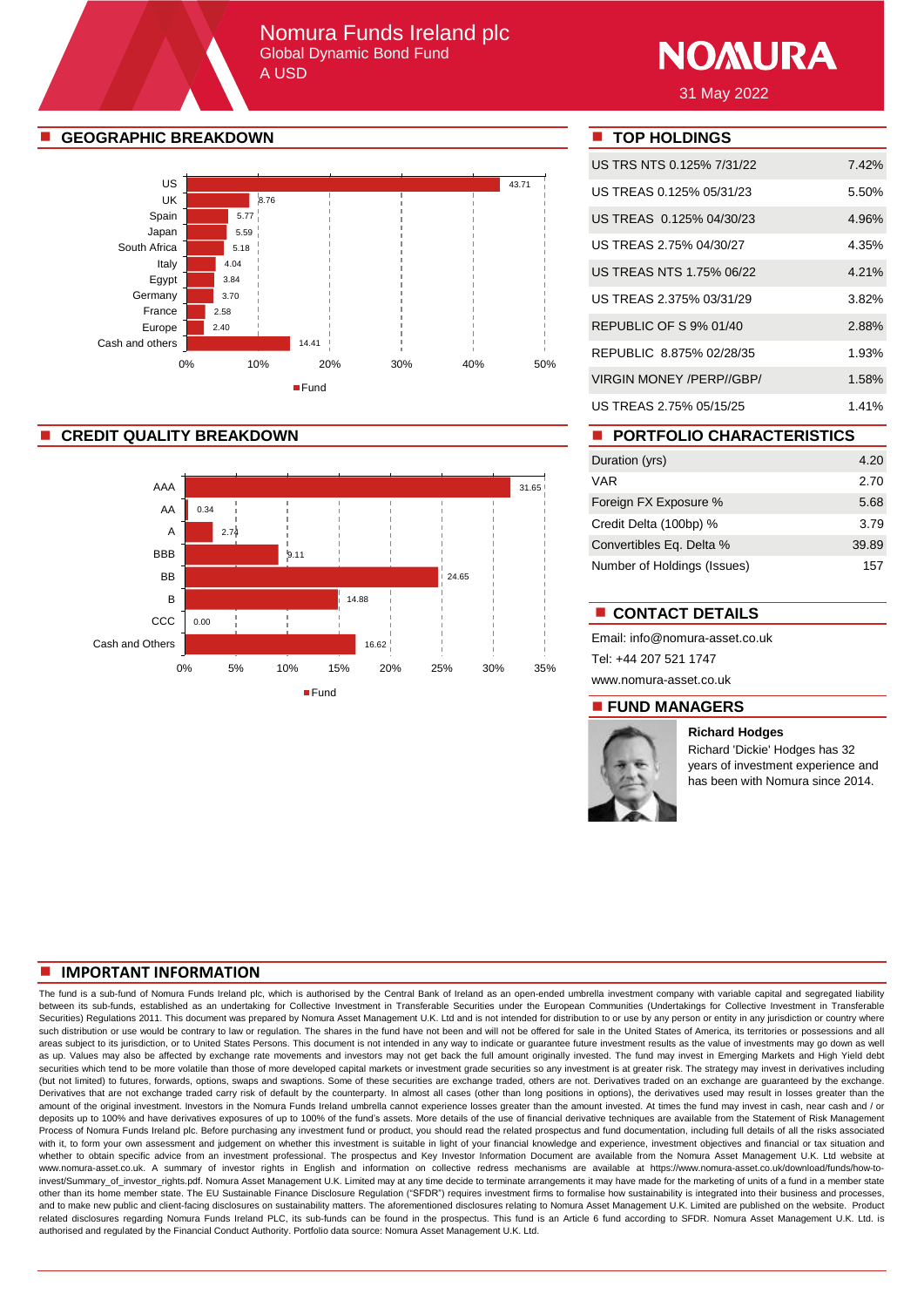Nomura Funds Ireland plc
Global Dynamic Bond Fund
A USD

NOMURA

31 May 2022

## GEOGRAPHIC BREAKDOWN

US 43.71
UK 8.76
Spain 5.77
Japan 5.59
South Africa 5.18
Italy 4.04
Egypt 3.84
Germany 3.70
France 2.58
Europe 2.40
Cash and others 14.41

0% 10% 20% 30% 40% 50%

Fund

## TOP HOLDINGS

| | |
|---|---|
| US TRS NTS 0.125% 7/31/22 | 7.42% |
| US TREAS 0.125% 05/31/23 | 5.50% |
| US TREAS 0.125% 04/30/23 | 4.96% |
| US TREAS 2.75% 04/30/27 | 4.35% |
| US TREAS NTS 1.75% 06/22 | 4.21% |
| US TREAS 2.375% 03/31/29 | 3.82% |
| REPUBLIC OF S 9% 01/40 | 2.88% |
| REPUBLIC 8.875% 02/28/35 | 1.93% |
| VIRGIN MONEY /PERP//GBP/ | 1.58% |
| US TREAS 2.75% 05/15/25 | 1.41% |

## CREDIT QUALITY BREAKDOWN

AAA 31.65
AA 0.34
A 2.74
BBB 9.11
BB 24.65
B 14.88
CCC 0.00
Cash and Others 16.62

0% 5% 10% 15% 20% 25% 30% 35%

Fund

## PORTFOLIO CHARACTERISTICS

| | |
|---|---|
| Duration (yrs) | 4.20 |
| VAR | 2.70 |
| Foreign FX Exposure % | 5.68 |
| Credit Delta (100bp) % | 3.79 |
| Convertibles Eq. Delta % | 39.89 |
| Number of Holdings (Issues) | 157 |

## CONTACT DETAILS

Email: info@nomura-asset.co.uk

Tel: +44 207 521 1747

www.nomura-asset.co.uk

## FUND MANAGERS

**Richard Hodges**

Richard 'Dickie' Hodges has 32 years of investment experience and has been with Nomura since 2014.

## IMPORTANT INFORMATION

The fund is a sub-fund of Nomura Funds Ireland plc, which is authorised by the Central Bank of Ireland as an open-ended umbrella investment company with variable capital and segregated liability between its sub-funds, established as an undertaking for Collective Investment in Transferable Securities under the European Communities (Undertakings for Collective Investment in Transferable Securities) Regulations 2011. This document was prepared by Nomura Asset Management U.K. Ltd and is not intended for distribution to or use by any person or entity in any jurisdiction or country where such distribution or use would be contrary to law or regulation. The shares in the fund have not been and will not be offered for sale in the United States of America, its territories or possessions and all areas subject to its jurisdiction, or to United States Persons. This document is not intended in any way to indicate or guarantee future investment results as the value of investments may go down as well as up. Values may also be affected by exchange rate movements and investors may not get back the full amount originally invested. The fund may invest in Emerging Markets and High Yield debt securities which tend to be more volatile than those of more developed capital markets or investment grade securities so any investment is at greater risk. The strategy may invest in derivatives including (but not limited) to futures, forwards, options, swaps and swaptions. Some of these securities are exchange traded, others are not. Derivatives traded on an exchange are guaranteed by the exchange. Derivatives that are not exchange traded carry risk of default by the counterparty. In almost all cases (other than long positions in options), the derivatives used may result in losses greater than the amount of the original investment. Investors in the Nomura Funds Ireland umbrella cannot experience losses greater than the amount invested. At times the fund may invest in cash, near cash and / or deposits up to 100% and have derivatives exposures of up to 100% of the fund's assets. More details of the use of financial derivative techniques are available from the Statement of Risk Management Process of Nomura Funds Ireland plc. Before purchasing any investment fund or product, you should read the related prospectus and fund documentation, including full details of all the risks associated with it, to form your own assessment and judgement on whether this investment is suitable in light of your financial knowledge and experience, investment objectives and financial or tax situation and whether to obtain specific advice from an investment professional. The prospectus and Key Investor Information Document are available from the Nomura Asset Management U.K. Ltd website at www.nomura-asset.co.uk. A summary of investor rights in English and information on collective redress mechanisms are available at https://www.nomura-asset.co.uk/download/funds/how-to-invest/Summary_of_investor_rights.pdf. Nomura Asset Management U.K. Limited may at any time decide to terminate arrangements it may have made for the marketing of units of a fund in a member state other than its home member state. The EU Sustainable Finance Disclosure Regulation ("SFDR") requires investment firms to formalise how sustainability is integrated into their business and processes, and to make new public and client-facing disclosures on sustainability matters. The aforementioned disclosures relating to Nomura Asset Management U.K. Limited are published on the website. Product related disclosures regarding Nomura Funds Ireland PLC, its sub-funds can be found in the prospectus. This fund is an Article 6 fund according to SFDR. Nomura Asset Management U.K. Ltd. is authorised and regulated by the Financial Conduct Authority. Portfolio data source: Nomura Asset Management U.K. Ltd.